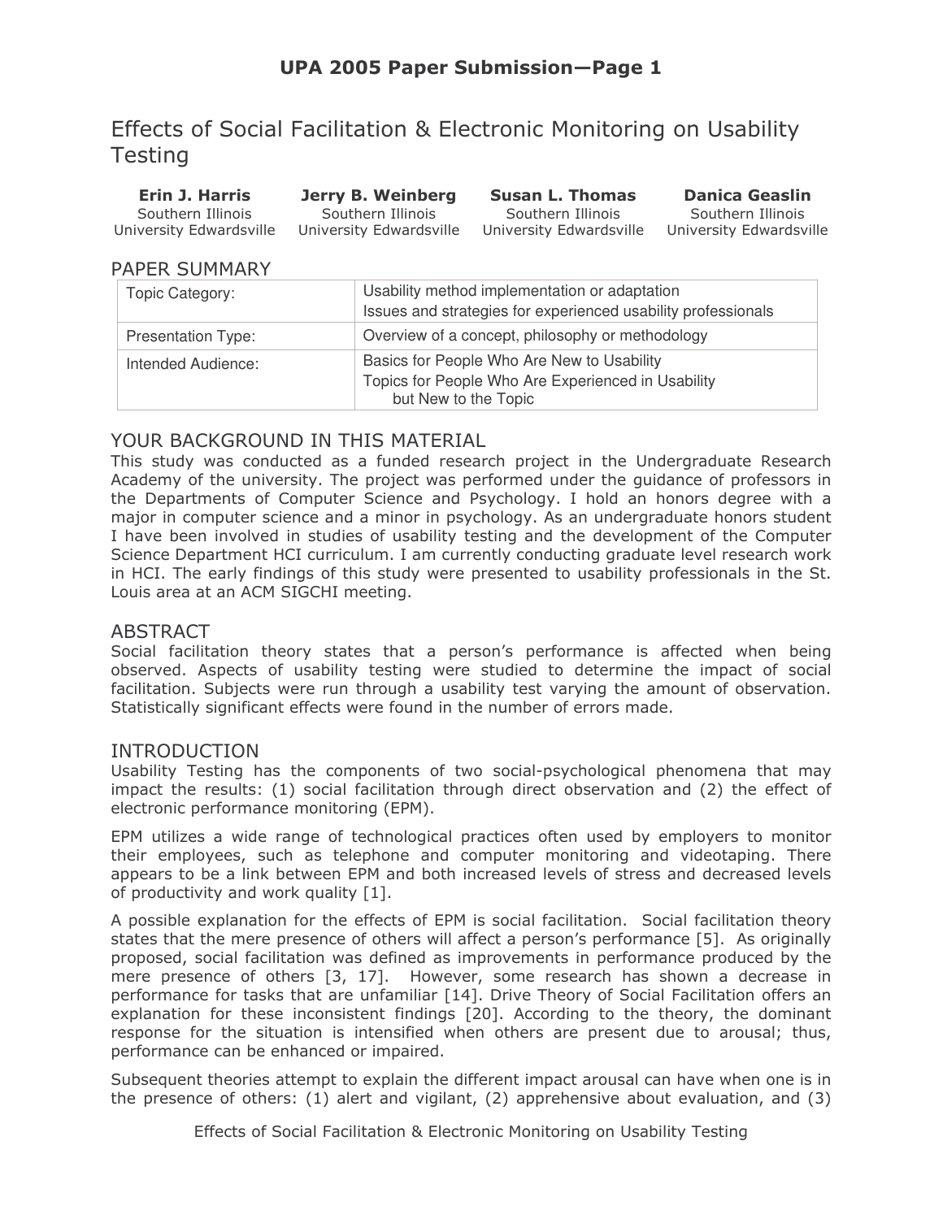# Effects of Social Facilitation & Electronic Monitoring on Usability Testing

| Erin J. Harris | Jerry B. Weinberg | Susan L. Thomas | Danica Geaslin |
|---|---|---|---|
| Southern Illinois University Edwardsville | Southern Illinois University Edwardsville | Southern Illinois University Edwardsville | Southern Illinois University Edwardsville |

## PAPER SUMMARY

| | |
|---|---|
| Topic Category: | Usability method implementation or adaptation<br>Issues and strategies for experienced usability professionals |
| Presentation Type: | Overview of a concept, philosophy or methodology |
| Intended Audience: | Basics for People Who Are New to Usability<br>Topics for People Who Are Experienced in Usability but New to the Topic |

## YOUR BACKGROUND IN THIS MATERIAL

This study was conducted as a funded research project in the Undergraduate Research Academy of the university. The project was performed under the guidance of professors in the Departments of Computer Science and Psychology. I hold an honors degree with a major in computer science and a minor in psychology. As an undergraduate honors student I have been involved in studies of usability testing and the development of the Computer Science Department HCI curriculum. I am currently conducting graduate level research work in HCI. The early findings of this study were presented to usability professionals in the St. Louis area at an ACM SIGCHI meeting.

## ABSTRACT

Social facilitation theory states that a person's performance is affected when being observed. Aspects of usability testing were studied to determine the impact of social facilitation. Subjects were run through a usability test varying the amount of observation. Statistically significant effects were found in the number of errors made.

## INTRODUCTION

Usability Testing has the components of two social-psychological phenomena that may impact the results: (1) social facilitation through direct observation and (2) the effect of electronic performance monitoring (EPM).

EPM utilizes a wide range of technological practices often used by employers to monitor their employees, such as telephone and computer monitoring and videotaping. There appears to be a link between EPM and both increased levels of stress and decreased levels of productivity and work quality [1].

A possible explanation for the effects of EPM is social facilitation. Social facilitation theory states that the mere presence of others will affect a person's performance [5]. As originally proposed, social facilitation was defined as improvements in performance produced by the mere presence of others [3, 17]. However, some research has shown a decrease in performance for tasks that are unfamiliar [14]. Drive Theory of Social Facilitation offers an explanation for these inconsistent findings [20]. According to the theory, the dominant response for the situation is intensified when others are present due to arousal; thus, performance can be enhanced or impaired.

Subsequent theories attempt to explain the different impact arousal can have when one is in the presence of others: (1) alert and vigilant, (2) apprehensive about evaluation, and (3)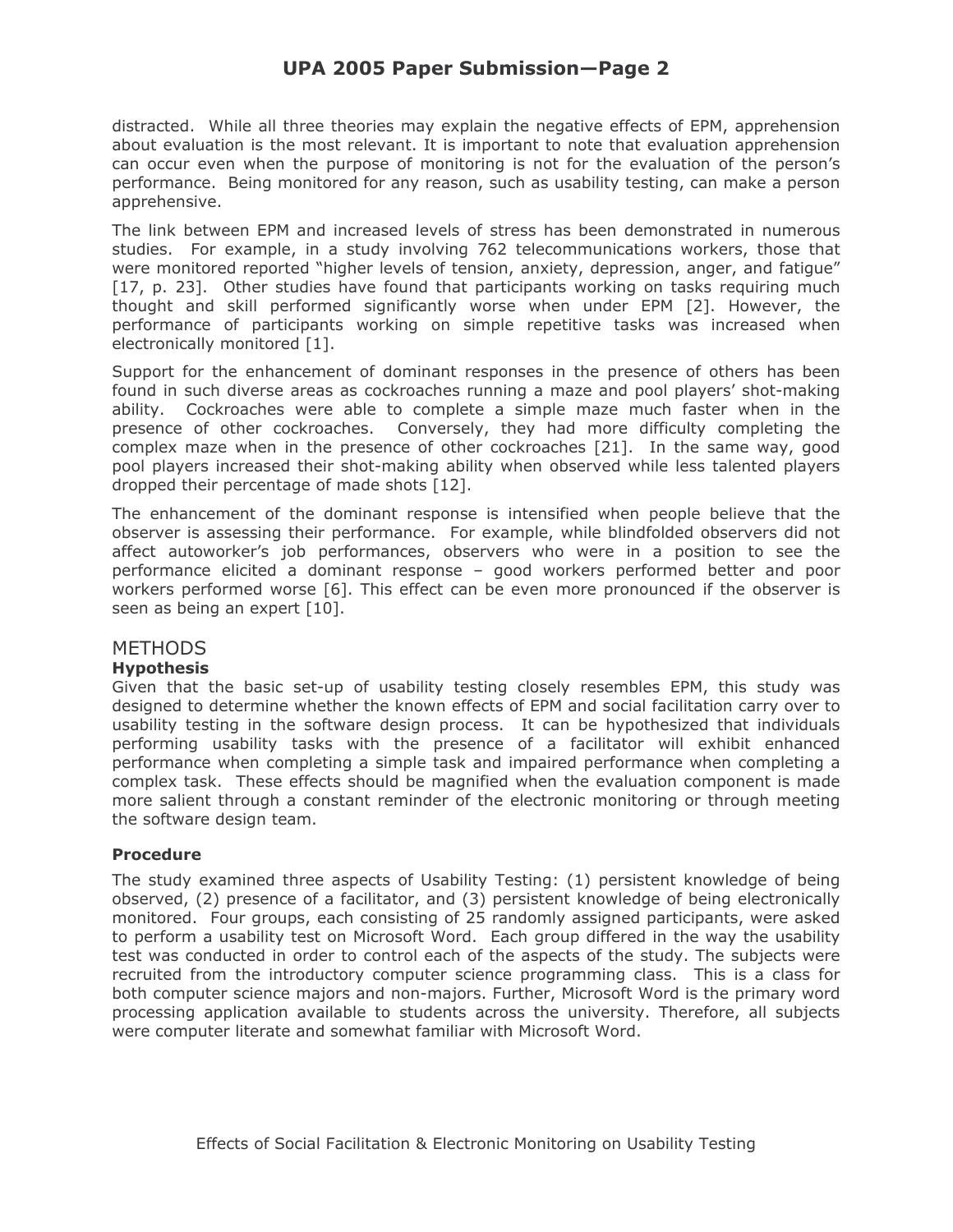distracted. While all three theories may explain the negative effects of EPM, apprehension about evaluation is the most relevant. It is important to note that evaluation apprehension can occur even when the purpose of monitoring is not for the evaluation of the person's performance. Being monitored for any reason, such as usability testing, can make a person apprehensive.

The link between EPM and increased levels of stress has been demonstrated in numerous studies. For example, in a study involving 762 telecommunications workers, those that were monitored reported "higher levels of tension, anxiety, depression, anger, and fatigue" [17, p. 23]. Other studies have found that participants working on tasks requiring much thought and skill performed significantly worse when under EPM [2]. However, the performance of participants working on simple repetitive tasks was increased when electronically monitored [1].

Support for the enhancement of dominant responses in the presence of others has been found in such diverse areas as cockroaches running a maze and pool players' shot-making ability. Cockroaches were able to complete a simple maze much faster when in the presence of other cockroaches. Conversely, they had more difficulty completing the complex maze when in the presence of other cockroaches [21]. In the same way, good pool players increased their shot-making ability when observed while less talented players dropped their percentage of made shots [12].

The enhancement of the dominant response is intensified when people believe that the observer is assessing their performance. For example, while blindfolded observers did not affect autoworker's job performances, observers who were in a position to see the performance elicited a dominant response – good workers performed better and poor workers performed worse [6]. This effect can be even more pronounced if the observer is seen as being an expert [10].

## METHODS

### Hypothesis

Given that the basic set-up of usability testing closely resembles EPM, this study was designed to determine whether the known effects of EPM and social facilitation carry over to usability testing in the software design process. It can be hypothesized that individuals performing usability tasks with the presence of a facilitator will exhibit enhanced performance when completing a simple task and impaired performance when completing a complex task. These effects should be magnified when the evaluation component is made more salient through a constant reminder of the electronic monitoring or through meeting the software design team.

### Procedure

The study examined three aspects of Usability Testing: (1) persistent knowledge of being observed, (2) presence of a facilitator, and (3) persistent knowledge of being electronically monitored. Four groups, each consisting of 25 randomly assigned participants, were asked to perform a usability test on Microsoft Word. Each group differed in the way the usability test was conducted in order to control each of the aspects of the study. The subjects were recruited from the introductory computer science programming class. This is a class for both computer science majors and non-majors. Further, Microsoft Word is the primary word processing application available to students across the university. Therefore, all subjects were computer literate and somewhat familiar with Microsoft Word.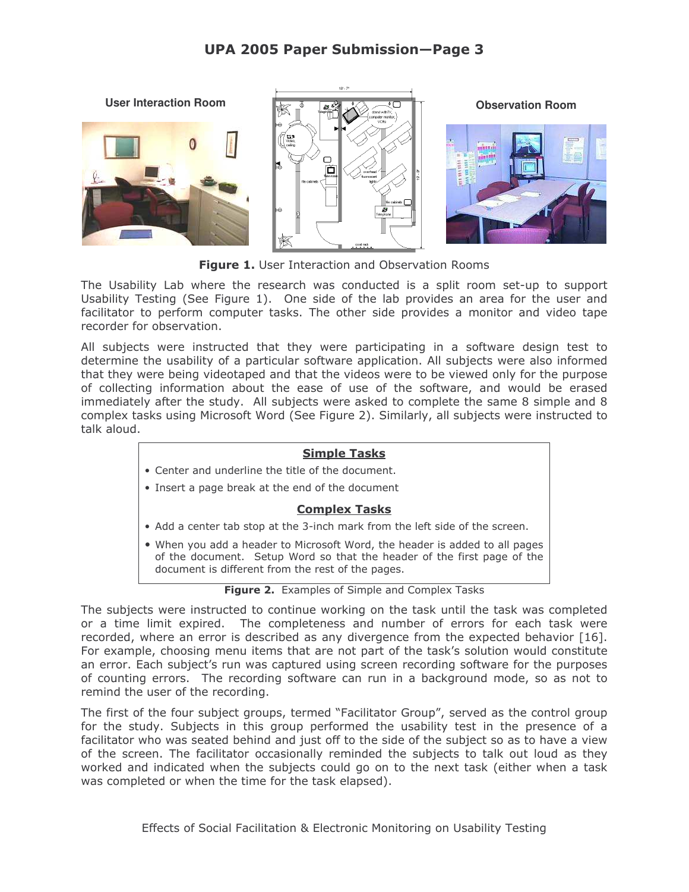User Interaction Room

Observation Room

**Figure 1.** User Interaction and Observation Rooms

The Usability Lab where the research was conducted is a split room set-up to support Usability Testing (See Figure 1). One side of the lab provides an area for the user and facilitator to perform computer tasks. The other side provides a monitor and video tape recorder for observation.

All subjects were instructed that they were participating in a software design test to determine the usability of a particular software application. All subjects were also informed that they were being videotaped and that the videos were to be viewed only for the purpose of collecting information about the ease of use of the software, and would be erased immediately after the study. All subjects were asked to complete the same 8 simple and 8 complex tasks using Microsoft Word (See Figure 2). Similarly, all subjects were instructed to talk aloud.

**Simple Tasks**

- Center and underline the title of the document.
- Insert a page break at the end of the document

**Complex Tasks**

- Add a center tab stop at the 3-inch mark from the left side of the screen.
- When you add a header to Microsoft Word, the header is added to all pages of the document. Setup Word so that the header of the first page of the document is different from the rest of the pages.

**Figure 2.** Examples of Simple and Complex Tasks

The subjects were instructed to continue working on the task until the task was completed or a time limit expired. The completeness and number of errors for each task were recorded, where an error is described as any divergence from the expected behavior [16]. For example, choosing menu items that are not part of the task's solution would constitute an error. Each subject's run was captured using screen recording software for the purposes of counting errors. The recording software can run in a background mode, so as not to remind the user of the recording.

The first of the four subject groups, termed "Facilitator Group", served as the control group for the study. Subjects in this group performed the usability test in the presence of a facilitator who was seated behind and just off to the side of the subject so as to have a view of the screen. The facilitator occasionally reminded the subjects to talk out loud as they worked and indicated when the subjects could go on to the next task (either when a task was completed or when the time for the task elapsed).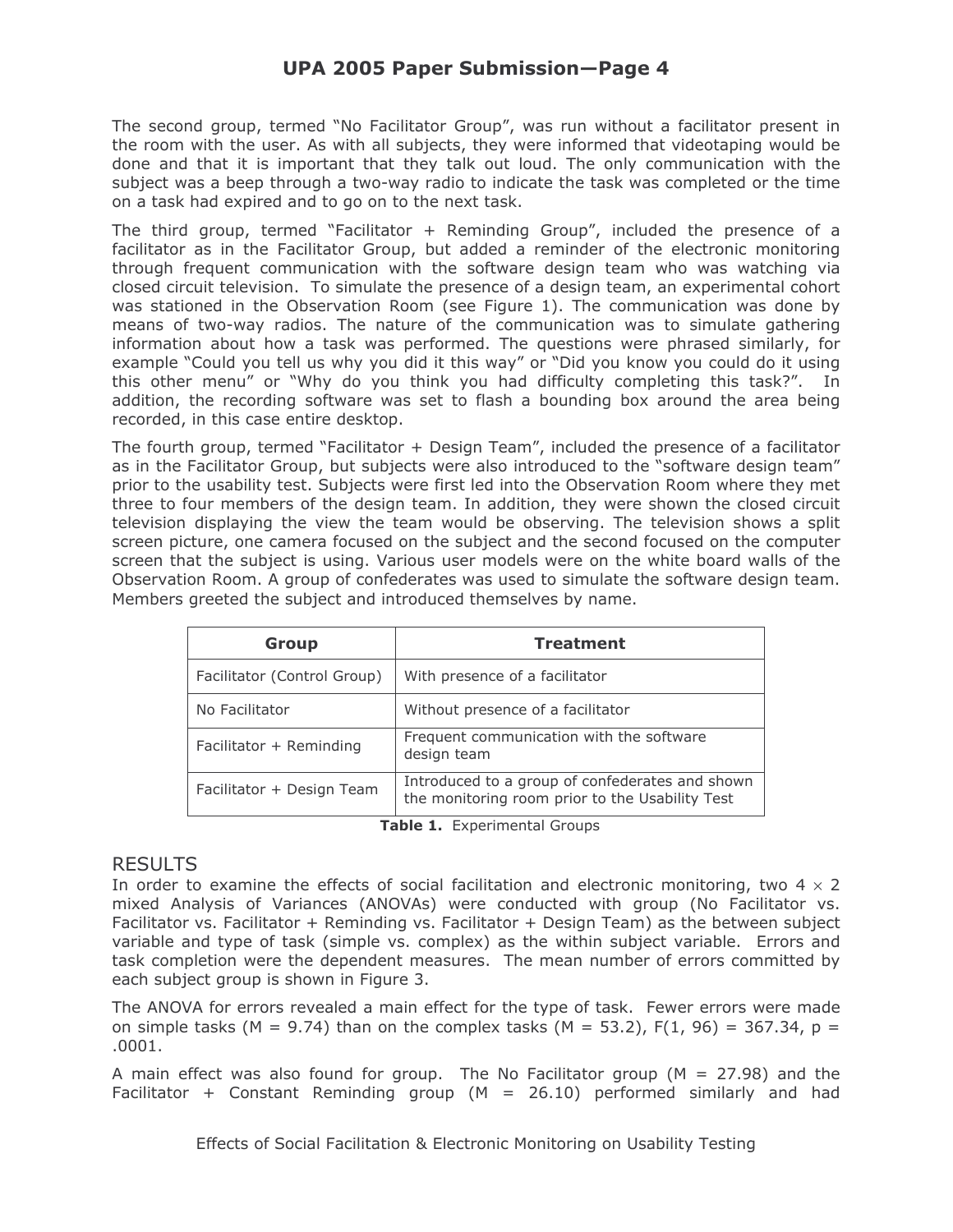The second group, termed “No Facilitator Group”, was run without a facilitator present in the room with the user. As with all subjects, they were informed that videotaping would be done and that it is important that they talk out loud. The only communication with the subject was a beep through a two-way radio to indicate the task was completed or the time on a task had expired and to go on to the next task.

The third group, termed “Facilitator + Reminding Group”, included the presence of a facilitator as in the Facilitator Group, but added a reminder of the electronic monitoring through frequent communication with the software design team who was watching via closed circuit television. To simulate the presence of a design team, an experimental cohort was stationed in the Observation Room (see Figure 1). The communication was done by means of two-way radios. The nature of the communication was to simulate gathering information about how a task was performed. The questions were phrased similarly, for example “Could you tell us why you did it this way” or “Did you know you could do it using this other menu” or “Why do you think you had difficulty completing this task?”. In addition, the recording software was set to flash a bounding box around the area being recorded, in this case entire desktop.

The fourth group, termed “Facilitator + Design Team”, included the presence of a facilitator as in the Facilitator Group, but subjects were also introduced to the “software design team” prior to the usability test. Subjects were first led into the Observation Room where they met three to four members of the design team. In addition, they were shown the closed circuit television displaying the view the team would be observing. The television shows a split screen picture, one camera focused on the subject and the second focused on the computer screen that the subject is using. Various user models were on the white board walls of the Observation Room. A group of confederates was used to simulate the software design team. Members greeted the subject and introduced themselves by name.

| Group | Treatment |
|---|---|
| Facilitator (Control Group) | With presence of a facilitator |
| No Facilitator | Without presence of a facilitator |
| Facilitator + Reminding | Frequent communication with the software design team |
| Facilitator + Design Team | Introduced to a group of confederates and shown the monitoring room prior to the Usability Test |

**Table 1.** Experimental Groups

## RESULTS

In order to examine the effects of social facilitation and electronic monitoring, two $4 \times 2$ mixed Analysis of Variances (ANOVAs) were conducted with group (No Facilitator vs. Facilitator vs. Facilitator + Reminding vs. Facilitator + Design Team) as the between subject variable and type of task (simple vs. complex) as the within subject variable. Errors and task completion were the dependent measures. The mean number of errors committed by each subject group is shown in Figure 3.

The ANOVA for errors revealed a main effect for the type of task. Fewer errors were made on simple tasks ($M = 9.74$) than on the complex tasks ($M = 53.2$), $F(1, 96) = 367.34$, $p = .0001$.

A main effect was also found for group. The No Facilitator group ($M = 27.98$) and the Facilitator + Constant Reminding group ($M = 26.10$) performed similarly and had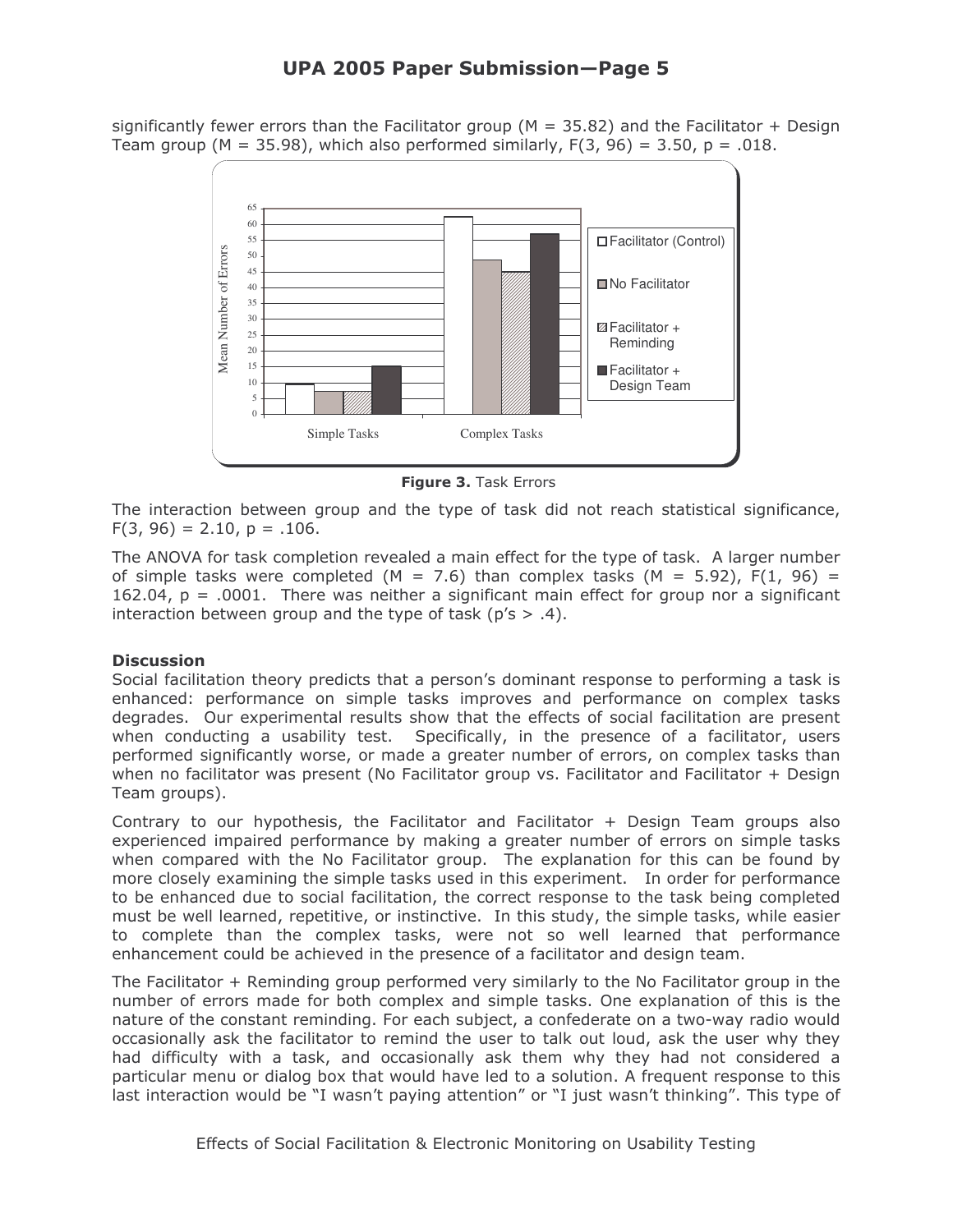significantly fewer errors than the Facilitator group (M = 35.82) and the Facilitator + Design Team group (M = 35.98), which also performed similarly, $F(3, 96) = 3.50$, $p = .018$.

**Figure 3.** Task Errors

The interaction between group and the type of task did not reach statistical significance, $F(3, 96) = 2.10$, $p = .106$.

The ANOVA for task completion revealed a main effect for the type of task. A larger number of simple tasks were completed (M = 7.6) than complex tasks (M = 5.92), $F(1, 96) = 162.04$, $p = .0001$. There was neither a significant main effect for group nor a significant interaction between group and the type of task (p's > .4).

**Discussion**

Social facilitation theory predicts that a person's dominant response to performing a task is enhanced: performance on simple tasks improves and performance on complex tasks degrades. Our experimental results show that the effects of social facilitation are present when conducting a usability test. Specifically, in the presence of a facilitator, users performed significantly worse, or made a greater number of errors, on complex tasks than when no facilitator was present (No Facilitator group vs. Facilitator and Facilitator + Design Team groups).

Contrary to our hypothesis, the Facilitator and Facilitator + Design Team groups also experienced impaired performance by making a greater number of errors on simple tasks when compared with the No Facilitator group. The explanation for this can be found by more closely examining the simple tasks used in this experiment. In order for performance to be enhanced due to social facilitation, the correct response to the task being completed must be well learned, repetitive, or instinctive. In this study, the simple tasks, while easier to complete than the complex tasks, were not so well learned that performance enhancement could be achieved in the presence of a facilitator and design team.

The Facilitator + Reminding group performed very similarly to the No Facilitator group in the number of errors made for both complex and simple tasks. One explanation of this is the nature of the constant reminding. For each subject, a confederate on a two-way radio would occasionally ask the facilitator to remind the user to talk out loud, ask the user why they had difficulty with a task, and occasionally ask them why they had not considered a particular menu or dialog box that would have led to a solution. A frequent response to this last interaction would be "I wasn't paying attention" or "I just wasn't thinking". This type of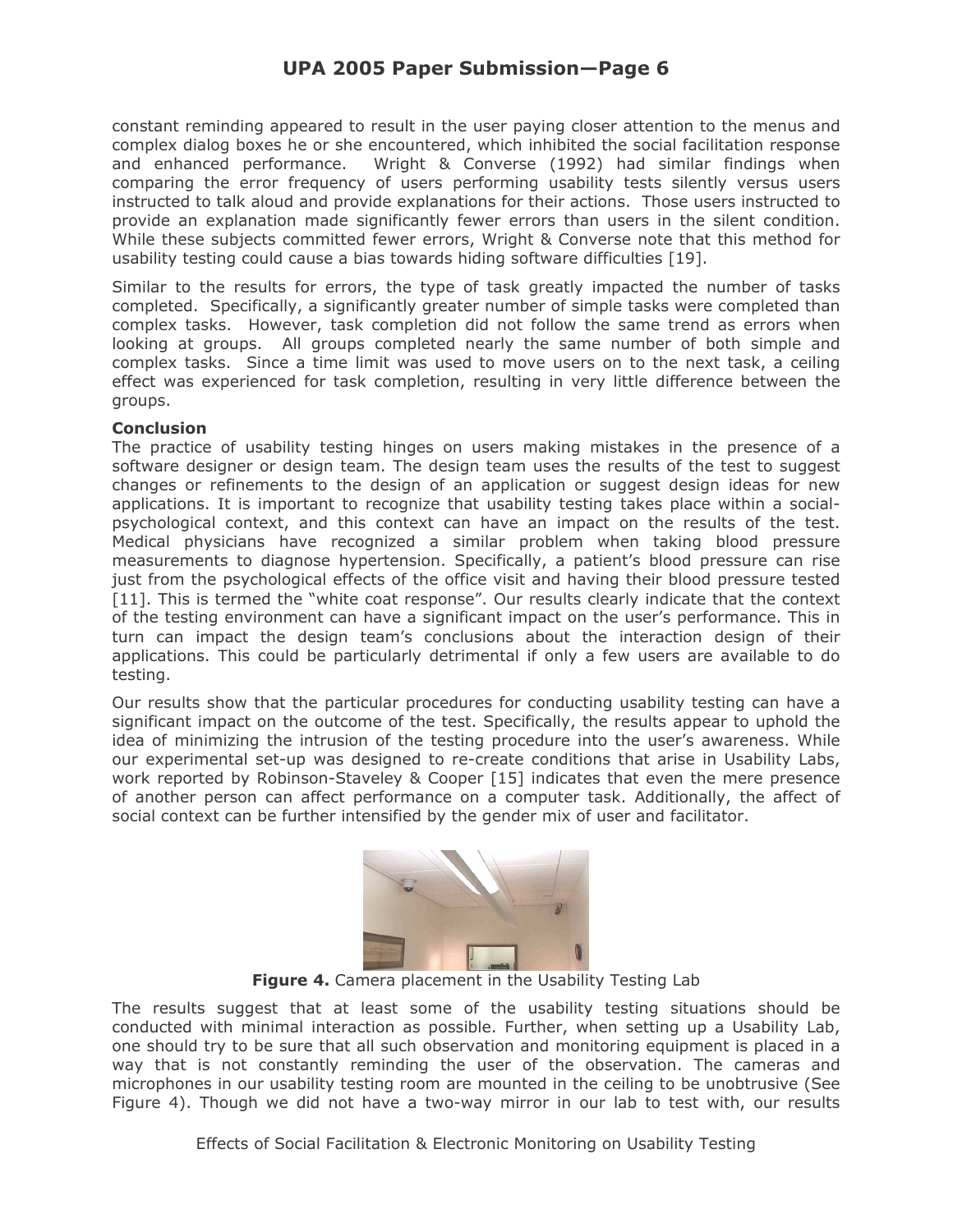constant reminding appeared to result in the user paying closer attention to the menus and complex dialog boxes he or she encountered, which inhibited the social facilitation response and enhanced performance. Wright & Converse (1992) had similar findings when comparing the error frequency of users performing usability tests silently versus users instructed to talk aloud and provide explanations for their actions. Those users instructed to provide an explanation made significantly fewer errors than users in the silent condition. While these subjects committed fewer errors, Wright & Converse note that this method for usability testing could cause a bias towards hiding software difficulties [19].

Similar to the results for errors, the type of task greatly impacted the number of tasks completed. Specifically, a significantly greater number of simple tasks were completed than complex tasks. However, task completion did not follow the same trend as errors when looking at groups. All groups completed nearly the same number of both simple and complex tasks. Since a time limit was used to move users on to the next task, a ceiling effect was experienced for task completion, resulting in very little difference between the groups.

**Conclusion**

The practice of usability testing hinges on users making mistakes in the presence of a software designer or design team. The design team uses the results of the test to suggest changes or refinements to the design of an application or suggest design ideas for new applications. It is important to recognize that usability testing takes place within a social-psychological context, and this context can have an impact on the results of the test. Medical physicians have recognized a similar problem when taking blood pressure measurements to diagnose hypertension. Specifically, a patient's blood pressure can rise just from the psychological effects of the office visit and having their blood pressure tested [11]. This is termed the "white coat response". Our results clearly indicate that the context of the testing environment can have a significant impact on the user's performance. This in turn can impact the design team's conclusions about the interaction design of their applications. This could be particularly detrimental if only a few users are available to do testing.

Our results show that the particular procedures for conducting usability testing can have a significant impact on the outcome of the test. Specifically, the results appear to uphold the idea of minimizing the intrusion of the testing procedure into the user's awareness. While our experimental set-up was designed to re-create conditions that arise in Usability Labs, work reported by Robinson-Staveley & Cooper [15] indicates that even the mere presence of another person can affect performance on a computer task. Additionally, the affect of social context can be further intensified by the gender mix of user and facilitator.

**Figure 4.** Camera placement in the Usability Testing Lab

The results suggest that at least some of the usability testing situations should be conducted with minimal interaction as possible. Further, when setting up a Usability Lab, one should try to be sure that all such observation and monitoring equipment is placed in a way that is not constantly reminding the user of the observation. The cameras and microphones in our usability testing room are mounted in the ceiling to be unobtrusive (See Figure 4). Though we did not have a two-way mirror in our lab to test with, our results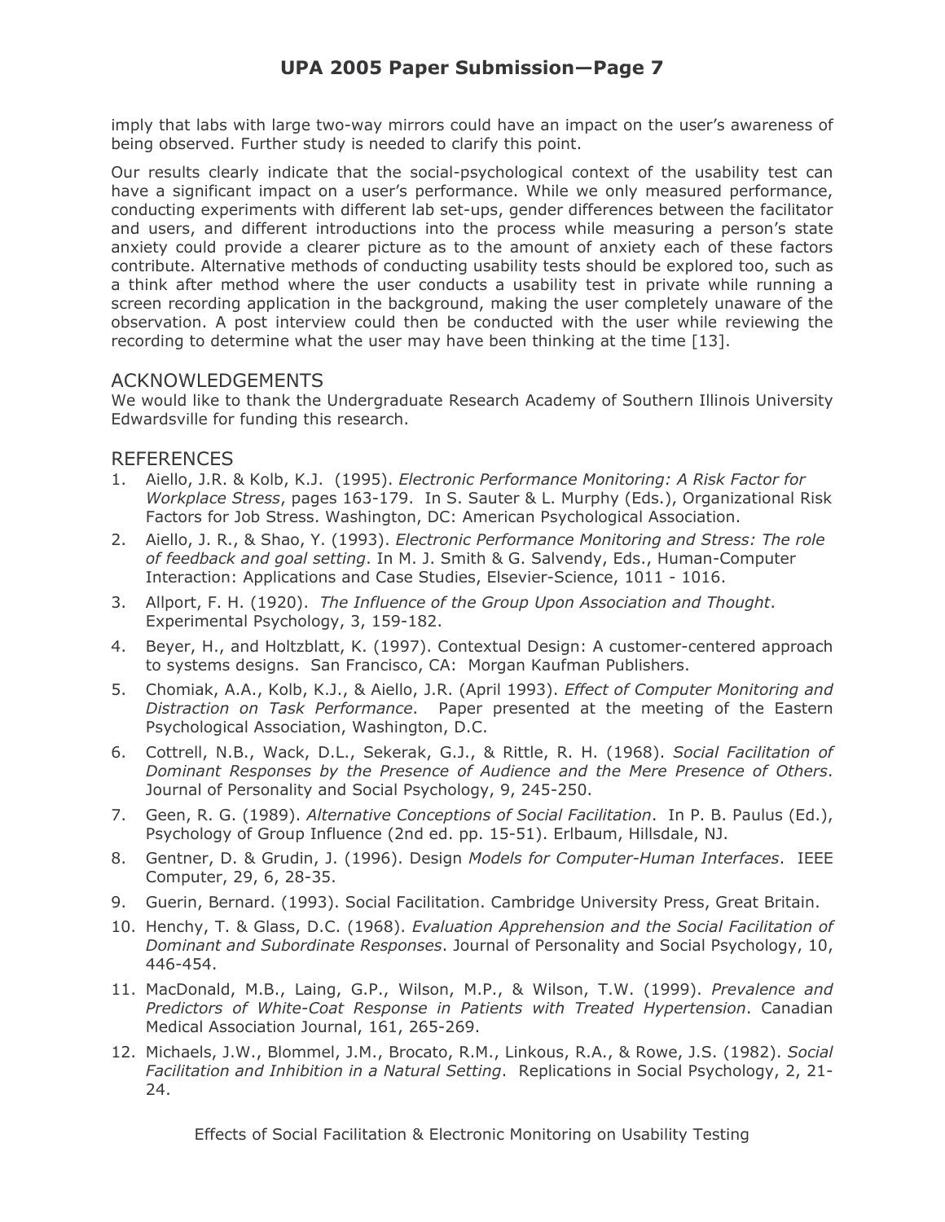imply that labs with large two-way mirrors could have an impact on the user's awareness of being observed. Further study is needed to clarify this point.

Our results clearly indicate that the social-psychological context of the usability test can have a significant impact on a user's performance. While we only measured performance, conducting experiments with different lab set-ups, gender differences between the facilitator and users, and different introductions into the process while measuring a person's state anxiety could provide a clearer picture as to the amount of anxiety each of these factors contribute. Alternative methods of conducting usability tests should be explored too, such as a think after method where the user conducts a usability test in private while running a screen recording application in the background, making the user completely unaware of the observation. A post interview could then be conducted with the user while reviewing the recording to determine what the user may have been thinking at the time [13].

## ACKNOWLEDGEMENTS

We would like to thank the Undergraduate Research Academy of Southern Illinois University Edwardsville for funding this research.

## REFERENCES

1. Aiello, J.R. & Kolb, K.J. (1995). *Electronic Performance Monitoring: A Risk Factor for Workplace Stress*, pages 163-179. In S. Sauter & L. Murphy (Eds.), Organizational Risk Factors for Job Stress. Washington, DC: American Psychological Association.
2. Aiello, J. R., & Shao, Y. (1993). *Electronic Performance Monitoring and Stress: The role of feedback and goal setting*. In M. J. Smith & G. Salvendy, Eds., Human-Computer Interaction: Applications and Case Studies, Elsevier-Science, 1011 - 1016.
3. Allport, F. H. (1920). *The Influence of the Group Upon Association and Thought*. Experimental Psychology, 3, 159-182.
4. Beyer, H., and Holtzblatt, K. (1997). Contextual Design: A customer-centered approach to systems designs. San Francisco, CA: Morgan Kaufman Publishers.
5. Chomiak, A.A., Kolb, K.J., & Aiello, J.R. (April 1993). *Effect of Computer Monitoring and Distraction on Task Performance*. Paper presented at the meeting of the Eastern Psychological Association, Washington, D.C.
6. Cottrell, N.B., Wack, D.L., Sekerak, G.J., & Rittle, R. H. (1968). *Social Facilitation of Dominant Responses by the Presence of Audience and the Mere Presence of Others*. Journal of Personality and Social Psychology, 9, 245-250.
7. Geen, R. G. (1989). *Alternative Conceptions of Social Facilitation*. In P. B. Paulus (Ed.), Psychology of Group Influence (2nd ed. pp. 15-51). Erlbaum, Hillsdale, NJ.
8. Gentner, D. & Grudin, J. (1996). Design *Models for Computer-Human Interfaces*. IEEE Computer, 29, 6, 28-35.
9. Guerin, Bernard. (1993). Social Facilitation. Cambridge University Press, Great Britain.
10. Henchy, T. & Glass, D.C. (1968). *Evaluation Apprehension and the Social Facilitation of Dominant and Subordinate Responses*. Journal of Personality and Social Psychology, 10, 446-454.
11. MacDonald, M.B., Laing, G.P., Wilson, M.P., & Wilson, T.W. (1999). *Prevalence and Predictors of White-Coat Response in Patients with Treated Hypertension*. Canadian Medical Association Journal, 161, 265-269.
12. Michaels, J.W., Blommel, J.M., Brocato, R.M., Linkous, R.A., & Rowe, J.S. (1982). *Social Facilitation and Inhibition in a Natural Setting*. Replications in Social Psychology, 2, 21-24.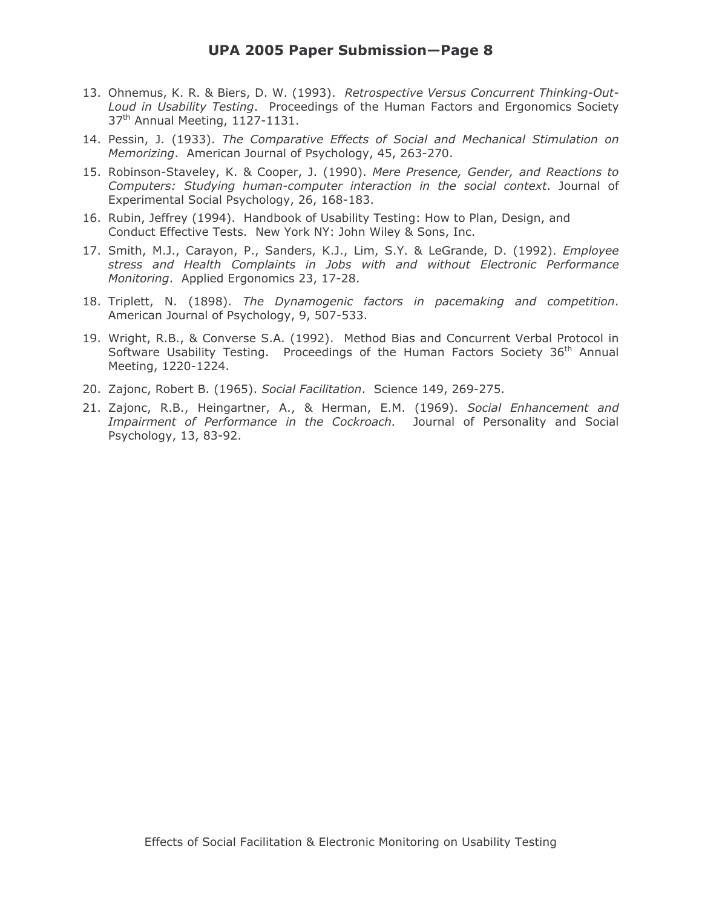13. Ohnemus, K. R. & Biers, D. W. (1993). *Retrospective Versus Concurrent Thinking-Out-Loud in Usability Testing*. Proceedings of the Human Factors and Ergonomics Society 37th Annual Meeting, 1127-1131.
14. Pessin, J. (1933). *The Comparative Effects of Social and Mechanical Stimulation on Memorizing*. American Journal of Psychology, 45, 263-270.
15. Robinson-Staveley, K. & Cooper, J. (1990). *Mere Presence, Gender, and Reactions to Computers: Studying human-computer interaction in the social context*. Journal of Experimental Social Psychology, 26, 168-183.
16. Rubin, Jeffrey (1994). Handbook of Usability Testing: How to Plan, Design, and Conduct Effective Tests. New York NY: John Wiley & Sons, Inc.
17. Smith, M.J., Carayon, P., Sanders, K.J., Lim, S.Y. & LeGrande, D. (1992). *Employee stress and Health Complaints in Jobs with and without Electronic Performance Monitoring*. Applied Ergonomics 23, 17-28.
18. Triplett, N. (1898). *The Dynamogenic factors in pacemaking and competition*. American Journal of Psychology, 9, 507-533.
19. Wright, R.B., & Converse S.A. (1992). Method Bias and Concurrent Verbal Protocol in Software Usability Testing. Proceedings of the Human Factors Society 36th Annual Meeting, 1220-1224.
20. Zajonc, Robert B. (1965). *Social Facilitation*. Science 149, 269-275.
21. Zajonc, R.B., Heingartner, A., & Herman, E.M. (1969). *Social Enhancement and Impairment of Performance in the Cockroach.* Journal of Personality and Social Psychology, 13, 83-92.